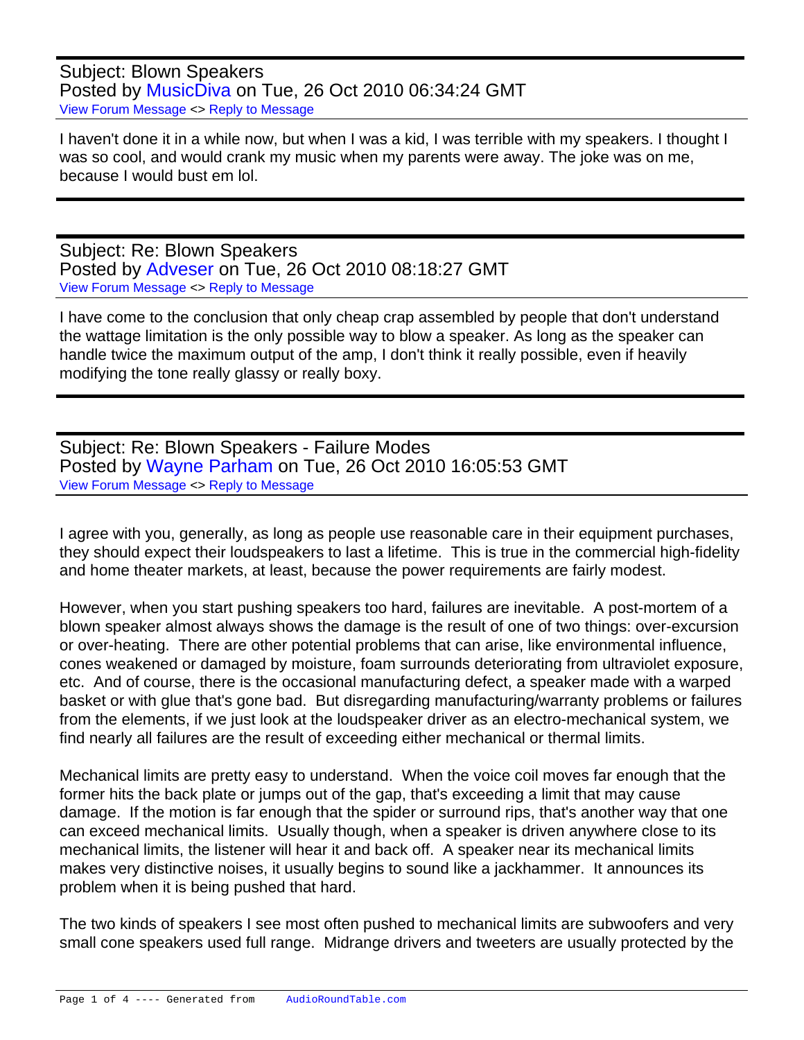Subject: Blown Speakers
Posted by MusicDiva on Tue, 26 Oct 2010 06:34:24 GMT
View Forum Message <> Reply to Message

I haven't done it in a while now, but when I was a kid, I was terrible with my speakers. I thought I was so cool, and would crank my music when my parents were away. The joke was on me, because I would bust em lol.

---

Subject: Re: Blown Speakers
Posted by Adveser on Tue, 26 Oct 2010 08:18:27 GMT
View Forum Message <> Reply to Message

I have come to the conclusion that only cheap crap assembled by people that don't understand the wattage limitation is the only possible way to blow a speaker. As long as the speaker can handle twice the maximum output of the amp, I don't think it really possible, even if heavily modifying the tone really glassy or really boxy.

---

Subject: Re: Blown Speakers - Failure Modes
Posted by Wayne Parham on Tue, 26 Oct 2010 16:05:53 GMT
View Forum Message <> Reply to Message

I agree with you, generally, as long as people use reasonable care in their equipment purchases, they should expect their loudspeakers to last a lifetime. This is true in the commercial high-fidelity and home theater markets, at least, because the power requirements are fairly modest.

However, when you start pushing speakers too hard, failures are inevitable. A post-mortem of a blown speaker almost always shows the damage is the result of one of two things: over-excursion or over-heating. There are other potential problems that can arise, like environmental influence, cones weakened or damaged by moisture, foam surrounds deteriorating from ultraviolet exposure, etc. And of course, there is the occasional manufacturing defect, a speaker made with a warped basket or with glue that's gone bad. But disregarding manufacturing/warranty problems or failures from the elements, if we just look at the loudspeaker driver as an electro-mechanical system, we find nearly all failures are the result of exceeding either mechanical or thermal limits.

Mechanical limits are pretty easy to understand. When the voice coil moves far enough that the former hits the back plate or jumps out of the gap, that's exceeding a limit that may cause damage. If the motion is far enough that the spider or surround rips, that's another way that one can exceed mechanical limits. Usually though, when a speaker is driven anywhere close to its mechanical limits, the listener will hear it and back off. A speaker near its mechanical limits makes very distinctive noises, it usually begins to sound like a jackhammer. It announces its problem when it is being pushed that hard.

The two kinds of speakers I see most often pushed to mechanical limits are subwoofers and very small cone speakers used full range. Midrange drivers and tweeters are usually protected by the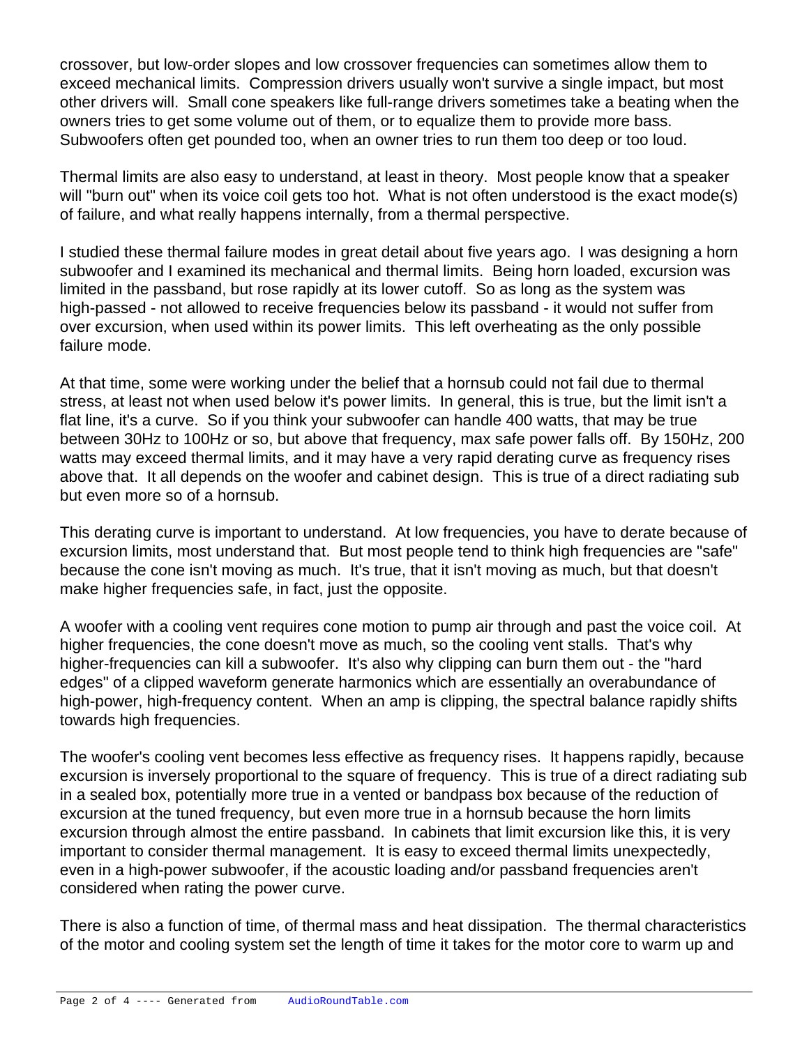crossover, but low-order slopes and low crossover frequencies can sometimes allow them to exceed mechanical limits. Compression drivers usually won't survive a single impact, but most other drivers will. Small cone speakers like full-range drivers sometimes take a beating when the owners tries to get some volume out of them, or to equalize them to provide more bass. Subwoofers often get pounded too, when an owner tries to run them too deep or too loud.

Thermal limits are also easy to understand, at least in theory. Most people know that a speaker will "burn out" when its voice coil gets too hot. What is not often understood is the exact mode(s) of failure, and what really happens internally, from a thermal perspective.

I studied these thermal failure modes in great detail about five years ago. I was designing a horn subwoofer and I examined its mechanical and thermal limits. Being horn loaded, excursion was limited in the passband, but rose rapidly at its lower cutoff. So as long as the system was high-passed - not allowed to receive frequencies below its passband - it would not suffer from over excursion, when used within its power limits. This left overheating as the only possible failure mode.

At that time, some were working under the belief that a hornsub could not fail due to thermal stress, at least not when used below it's power limits. In general, this is true, but the limit isn't a flat line, it's a curve. So if you think your subwoofer can handle 400 watts, that may be true between 30Hz to 100Hz or so, but above that frequency, max safe power falls off. By 150Hz, 200 watts may exceed thermal limits, and it may have a very rapid derating curve as frequency rises above that. It all depends on the woofer and cabinet design. This is true of a direct radiating sub but even more so of a hornsub.

This derating curve is important to understand. At low frequencies, you have to derate because of excursion limits, most understand that. But most people tend to think high frequencies are "safe" because the cone isn't moving as much. It's true, that it isn't moving as much, but that doesn't make higher frequencies safe, in fact, just the opposite.

A woofer with a cooling vent requires cone motion to pump air through and past the voice coil. At higher frequencies, the cone doesn't move as much, so the cooling vent stalls. That's why higher-frequencies can kill a subwoofer. It's also why clipping can burn them out - the "hard edges" of a clipped waveform generate harmonics which are essentially an overabundance of high-power, high-frequency content. When an amp is clipping, the spectral balance rapidly shifts towards high frequencies.

The woofer's cooling vent becomes less effective as frequency rises. It happens rapidly, because excursion is inversely proportional to the square of frequency. This is true of a direct radiating sub in a sealed box, potentially more true in a vented or bandpass box because of the reduction of excursion at the tuned frequency, but even more true in a hornsub because the horn limits excursion through almost the entire passband. In cabinets that limit excursion like this, it is very important to consider thermal management. It is easy to exceed thermal limits unexpectedly, even in a high-power subwoofer, if the acoustic loading and/or passband frequencies aren't considered when rating the power curve.

There is also a function of time, of thermal mass and heat dissipation. The thermal characteristics of the motor and cooling system set the length of time it takes for the motor core to warm up and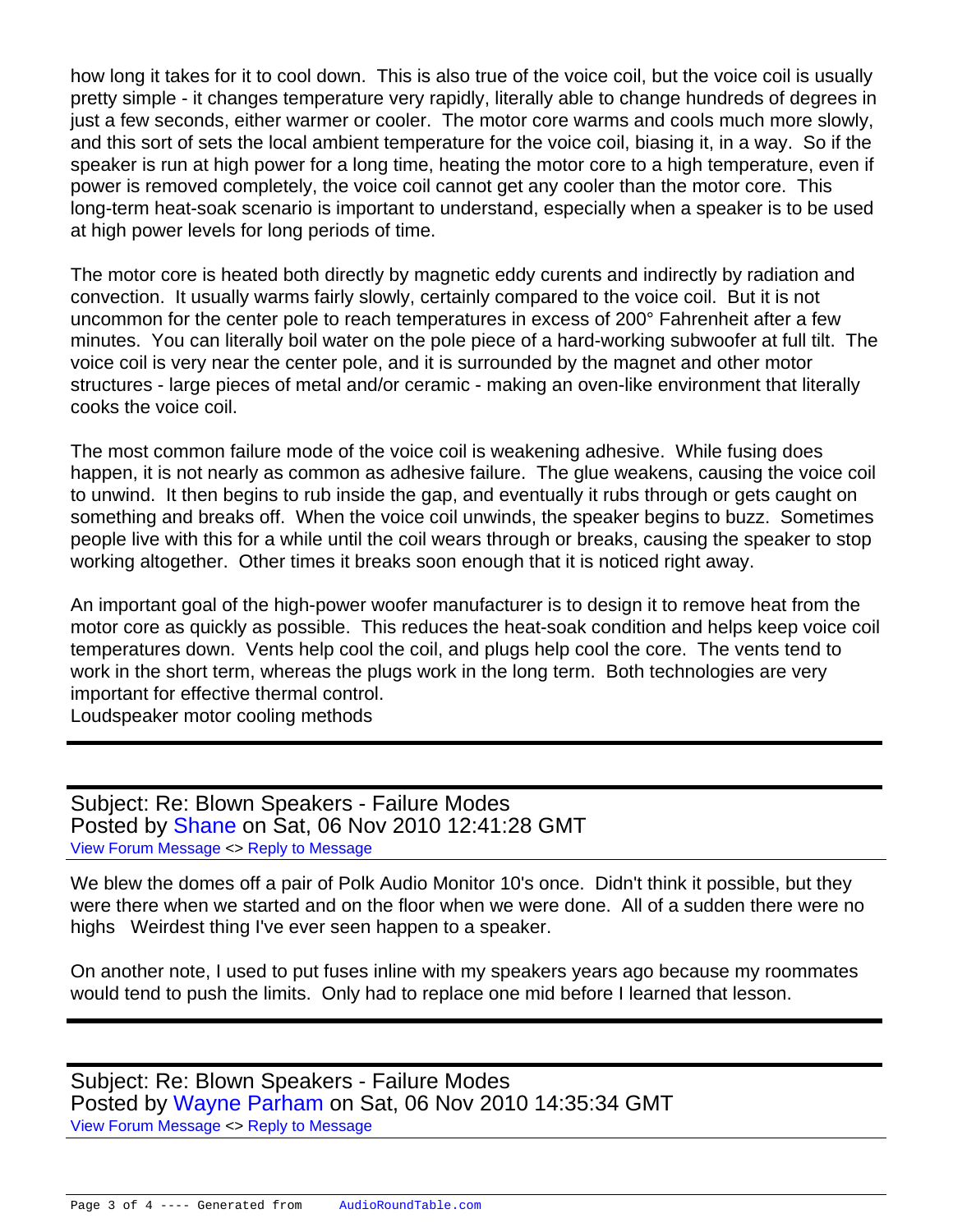how long it takes for it to cool down. This is also true of the voice coil, but the voice coil is usually pretty simple - it changes temperature very rapidly, literally able to change hundreds of degrees in just a few seconds, either warmer or cooler. The motor core warms and cools much more slowly, and this sort of sets the local ambient temperature for the voice coil, biasing it, in a way. So if the speaker is run at high power for a long time, heating the motor core to a high temperature, even if power is removed completely, the voice coil cannot get any cooler than the motor core. This long-term heat-soak scenario is important to understand, especially when a speaker is to be used at high power levels for long periods of time.

The motor core is heated both directly by magnetic eddy curents and indirectly by radiation and convection. It usually warms fairly slowly, certainly compared to the voice coil. But it is not uncommon for the center pole to reach temperatures in excess of 200° Fahrenheit after a few minutes. You can literally boil water on the pole piece of a hard-working subwoofer at full tilt. The voice coil is very near the center pole, and it is surrounded by the magnet and other motor structures - large pieces of metal and/or ceramic - making an oven-like environment that literally cooks the voice coil.

The most common failure mode of the voice coil is weakening adhesive. While fusing does happen, it is not nearly as common as adhesive failure. The glue weakens, causing the voice coil to unwind. It then begins to rub inside the gap, and eventually it rubs through or gets caught on something and breaks off. When the voice coil unwinds, the speaker begins to buzz. Sometimes people live with this for a while until the coil wears through or breaks, causing the speaker to stop working altogether. Other times it breaks soon enough that it is noticed right away.

An important goal of the high-power woofer manufacturer is to design it to remove heat from the motor core as quickly as possible. This reduces the heat-soak condition and helps keep voice coil temperatures down. Vents help cool the coil, and plugs help cool the core. The vents tend to work in the short term, whereas the plugs work in the long term. Both technologies are very important for effective thermal control.
Loudspeaker motor cooling methods

---

Subject: Re: Blown Speakers - Failure Modes
Posted by Shane on Sat, 06 Nov 2010 12:41:28 GMT
View Forum Message <> Reply to Message

We blew the domes off a pair of Polk Audio Monitor 10's once. Didn't think it possible, but they were there when we started and on the floor when we were done. All of a sudden there were no highs Weirdest thing I've ever seen happen to a speaker.

On another note, I used to put fuses inline with my speakers years ago because my roommates would tend to push the limits. Only had to replace one mid before I learned that lesson.

---

Subject: Re: Blown Speakers - Failure Modes
Posted by Wayne Parham on Sat, 06 Nov 2010 14:35:34 GMT
View Forum Message <> Reply to Message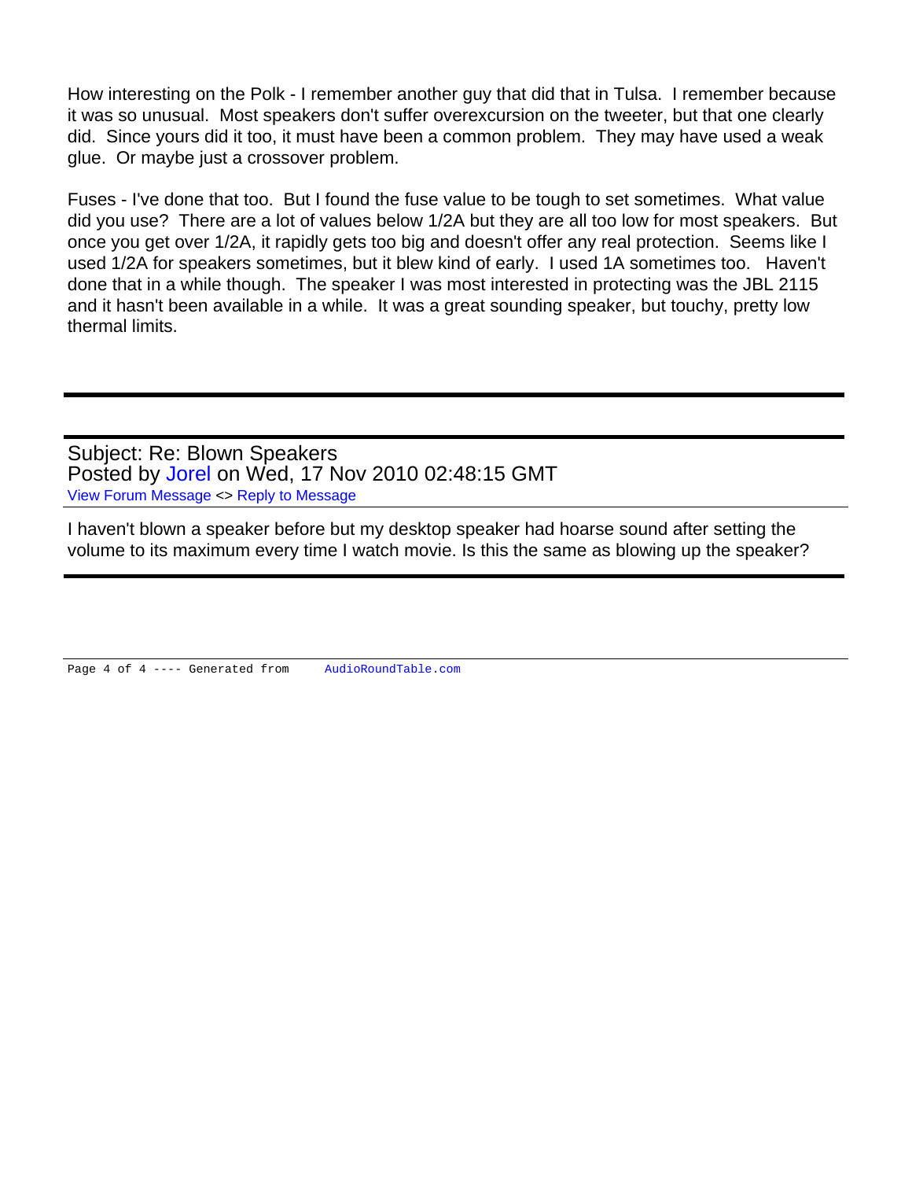How interesting on the Polk - I remember another guy that did that in Tulsa. I remember because it was so unusual. Most speakers don't suffer overexcursion on the tweeter, but that one clearly did. Since yours did it too, it must have been a common problem. They may have used a weak glue. Or maybe just a crossover problem.

Fuses - I've done that too. But I found the fuse value to be tough to set sometimes. What value did you use? There are a lot of values below 1/2A but they are all too low for most speakers. But once you get over 1/2A, it rapidly gets too big and doesn't offer any real protection. Seems like I used 1/2A for speakers sometimes, but it blew kind of early. I used 1A sometimes too. Haven't done that in a while though. The speaker I was most interested in protecting was the JBL 2115 and it hasn't been available in a while. It was a great sounding speaker, but touchy, pretty low thermal limits.

---

Subject: Re: Blown Speakers
Posted by Jorel on Wed, 17 Nov 2010 02:48:15 GMT
View Forum Message <> Reply to Message

I haven't blown a speaker before but my desktop speaker had hoarse sound after setting the volume to its maximum every time I watch movie. Is this the same as blowing up the speaker?